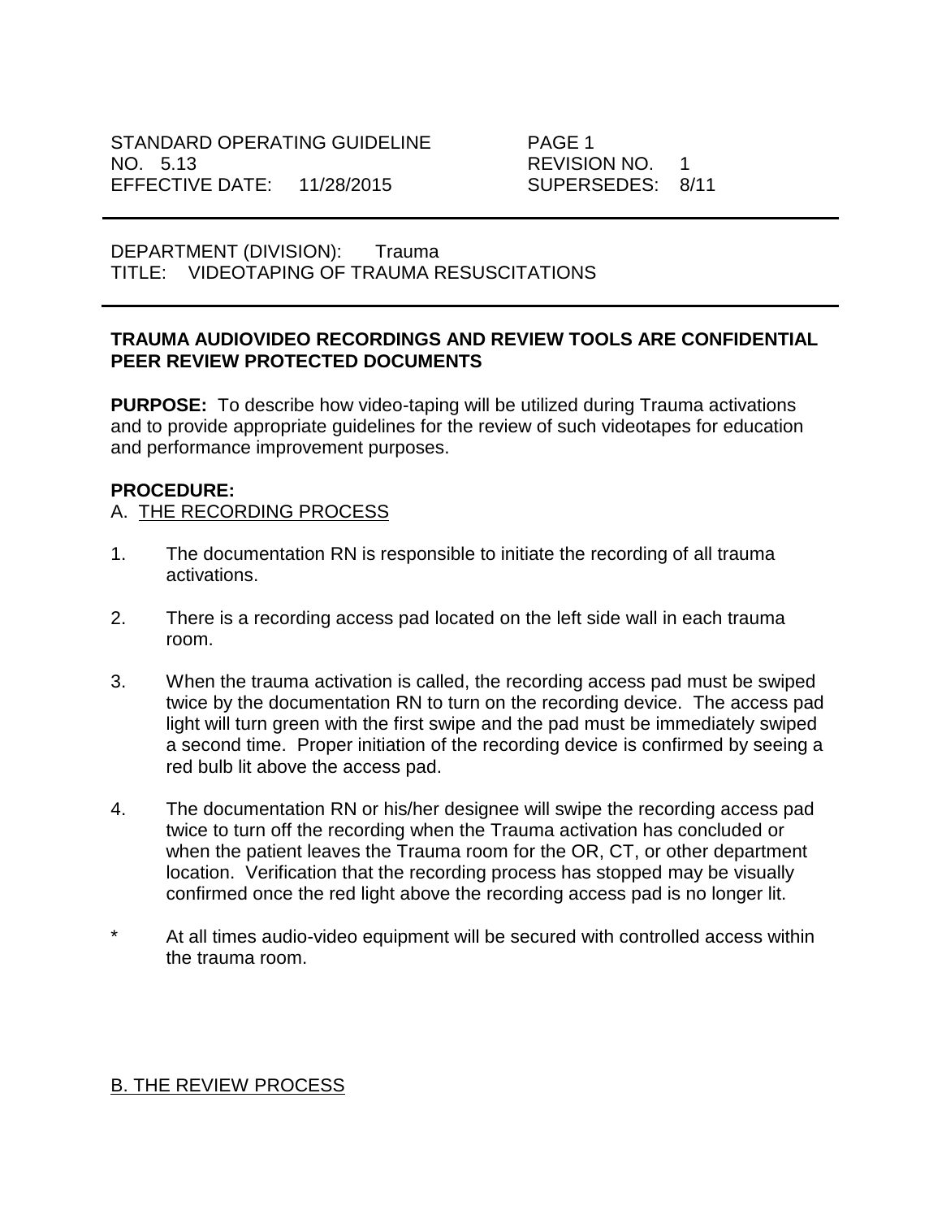STANDARD OPERATING GUIDELINE  
NO. 5.13  
EFFECTIVE DATE: 11/28/2015

PAGE 1  
REVISION NO. 1  
SUPERSEDES: 8/11

---

DEPARTMENT (DIVISION): Trauma  
TITLE: VIDEOTAPING OF TRAUMA RESUSCITATIONS

---

**TRAUMA AUDIOVIDEO RECORDINGS AND REVIEW TOOLS ARE CONFIDENTIAL PEER REVIEW PROTECTED DOCUMENTS**

**PURPOSE:** To describe how video-taping will be utilized during Trauma activations and to provide appropriate guidelines for the review of such videotapes for education and performance improvement purposes.

**PROCEDURE:**

A. <u>THE RECORDING PROCESS</u>

1. The documentation RN is responsible to initiate the recording of all trauma activations.

2. There is a recording access pad located on the left side wall in each trauma room.

3. When the trauma activation is called, the recording access pad must be swiped twice by the documentation RN to turn on the recording device. The access pad light will turn green with the first swipe and the pad must be immediately swiped a second time. Proper initiation of the recording device is confirmed by seeing a red bulb lit above the access pad.

4. The documentation RN or his/her designee will swipe the recording access pad twice to turn off the recording when the Trauma activation has concluded or when the patient leaves the Trauma room for the OR, CT, or other department location. Verification that the recording process has stopped may be visually confirmed once the red light above the recording access pad is no longer lit.

\* At all times audio-video equipment will be secured with controlled access within the trauma room.

<u>B. THE REVIEW PROCESS</u>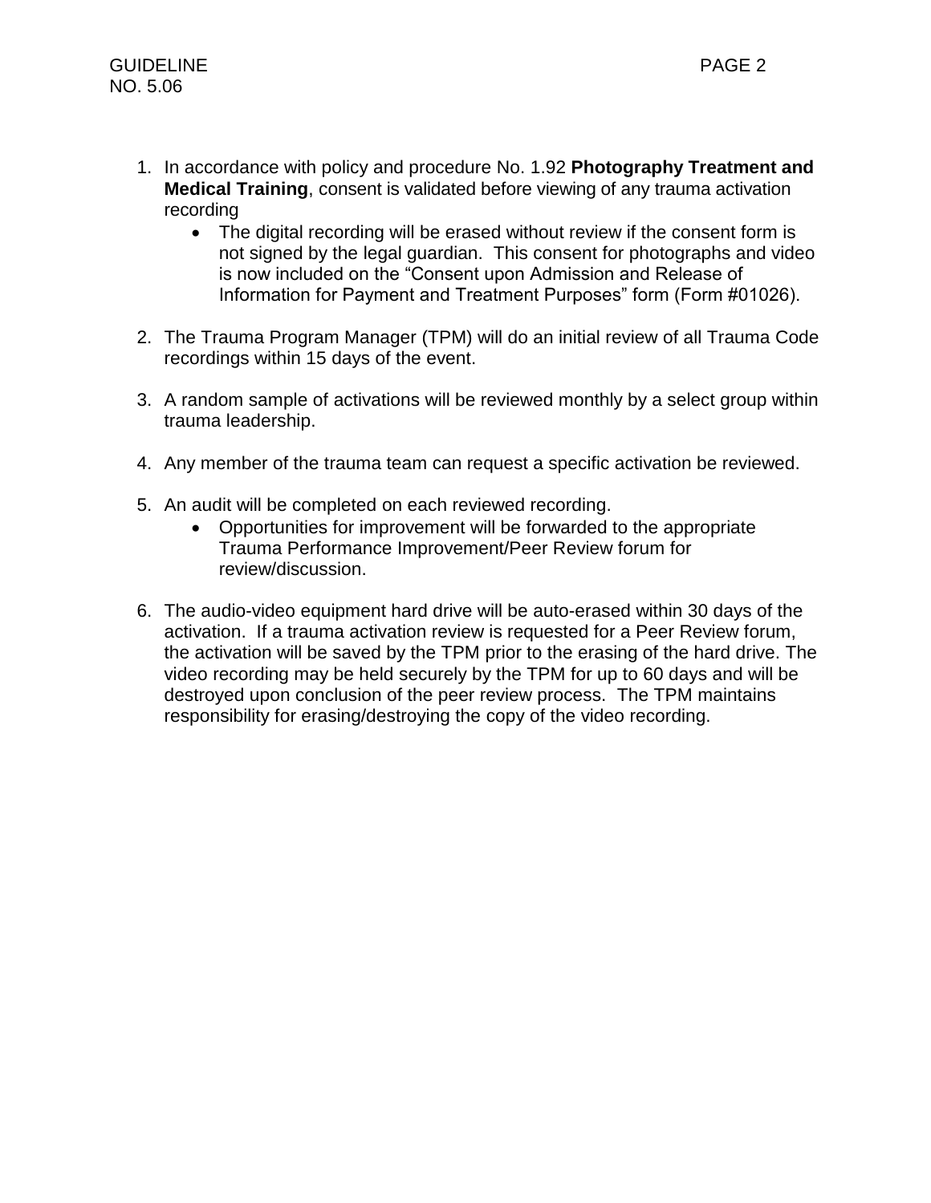1. In accordance with policy and procedure No. 1.92 **Photography Treatment and Medical Training**, consent is validated before viewing of any trauma activation recording
   - The digital recording will be erased without review if the consent form is not signed by the legal guardian. This consent for photographs and video is now included on the "Consent upon Admission and Release of Information for Payment and Treatment Purposes" form (Form #01026).

2. The Trauma Program Manager (TPM) will do an initial review of all Trauma Code recordings within 15 days of the event.

3. A random sample of activations will be reviewed monthly by a select group within trauma leadership.

4. Any member of the trauma team can request a specific activation be reviewed.

5. An audit will be completed on each reviewed recording.
   - Opportunities for improvement will be forwarded to the appropriate Trauma Performance Improvement/Peer Review forum for review/discussion.

6. The audio-video equipment hard drive will be auto-erased within 30 days of the activation. If a trauma activation review is requested for a Peer Review forum, the activation will be saved by the TPM prior to the erasing of the hard drive. The video recording may be held securely by the TPM for up to 60 days and will be destroyed upon conclusion of the peer review process. The TPM maintains responsibility for erasing/destroying the copy of the video recording.